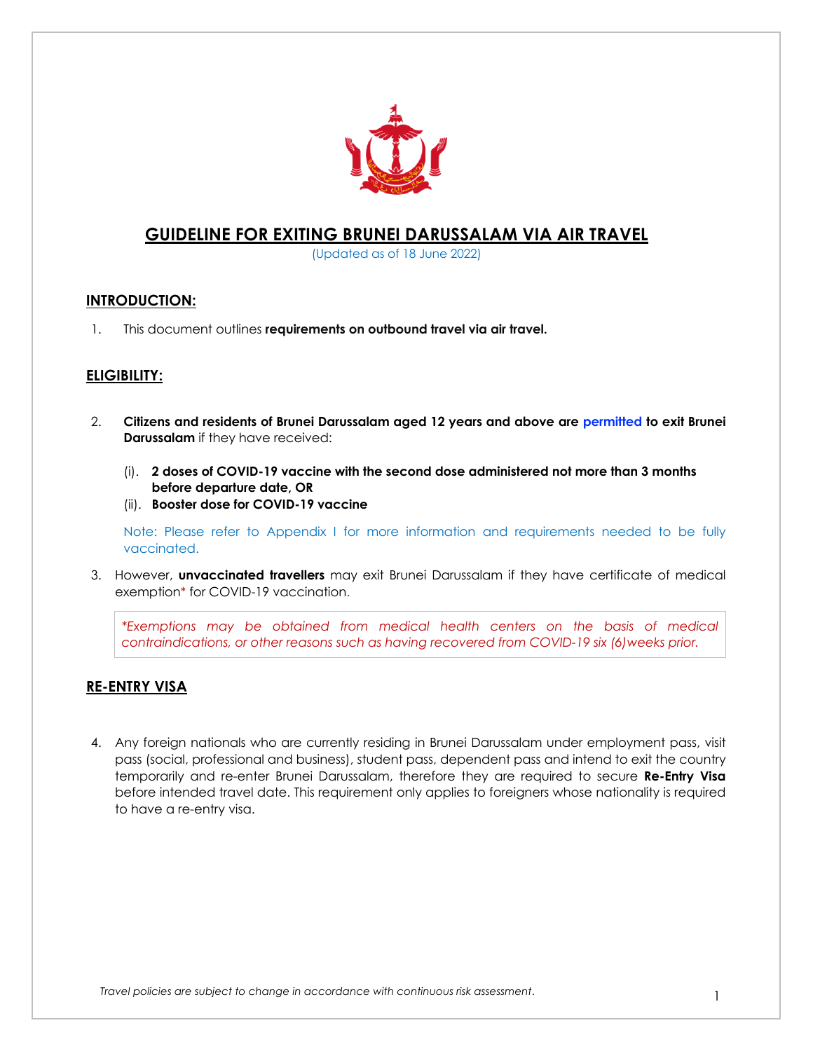# GUIDELINE FOR EXITING BRUNEI DARUSSALAM VIA AIR TRAVEL

(Updated as of 18 June 2022)

## INTRODUCTION:

1. This document outlines **requirements on outbound travel via air travel.**

## ELIGIBILITY:

2. **Citizens and residents of Brunei Darussalam aged 12 years and above are permitted to exit Brunei Darussalam** if they have received:

   (i). **2 doses of COVID-19 vaccine with the second dose administered not more than 3 months before departure date, OR**
   
   (ii). **Booster dose for COVID-19 vaccine**

   Note: Please refer to Appendix I for more information and requirements needed to be fully vaccinated.

3. However, **unvaccinated travellers** may exit Brunei Darussalam if they have certificate of medical exemption* for COVID-19 vaccination.

   *\*Exemptions may be obtained from medical health centers on the basis of medical contraindications, or other reasons such as having recovered from COVID-19 six (6)weeks prior.*

## RE-ENTRY VISA

4. Any foreign nationals who are currently residing in Brunei Darussalam under employment pass, visit pass (social, professional and business), student pass, dependent pass and intend to exit the country temporarily and re-enter Brunei Darussalam, therefore they are required to secure **Re-Entry Visa** before intended travel date. This requirement only applies to foreigners whose nationality is required to have a re-entry visa.

*Travel policies are subject to change in accordance with continuous risk assessment.*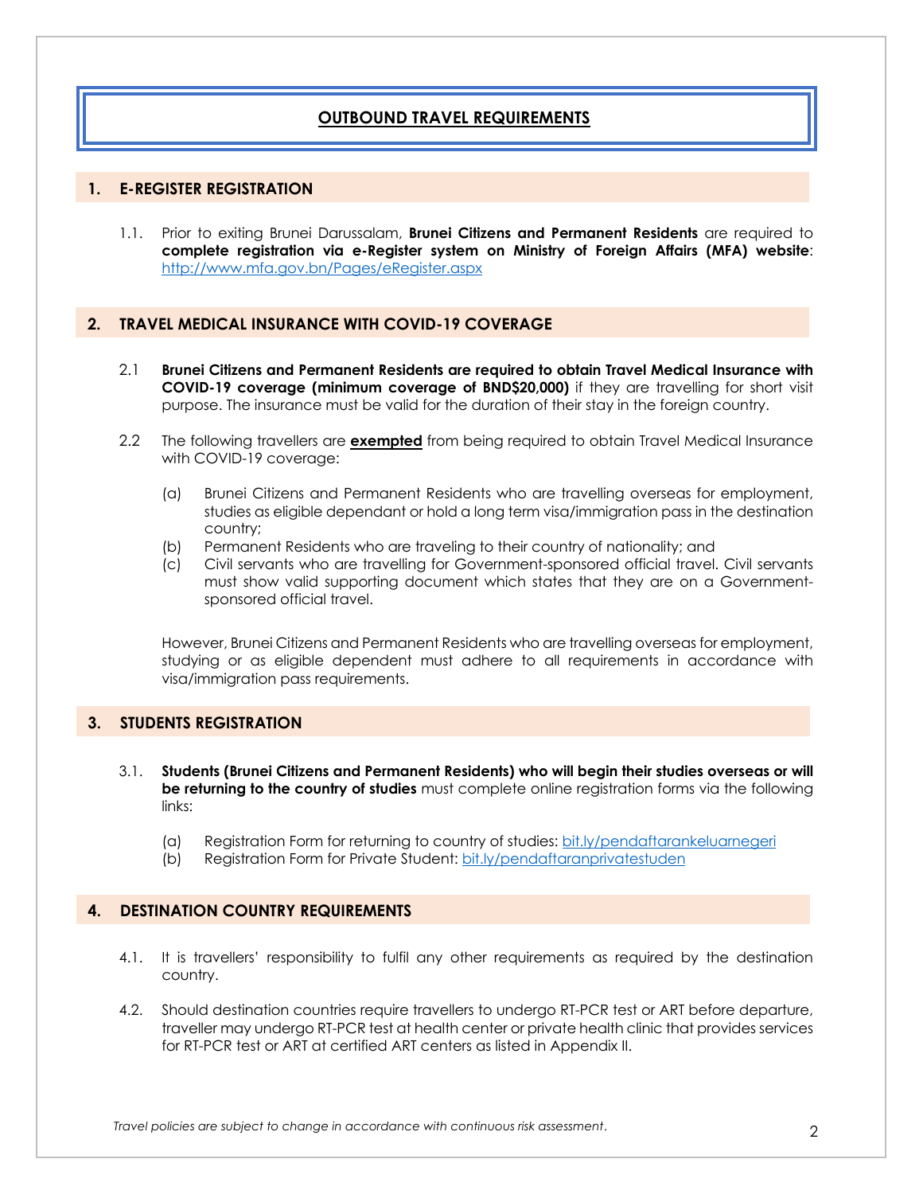# OUTBOUND TRAVEL REQUIREMENTS

## 1. E-REGISTER REGISTRATION

1.1. Prior to exiting Brunei Darussalam, **Brunei Citizens and Permanent Residents** are required to **complete registration via e-Register system on Ministry of Foreign Affairs (MFA) website**: http://www.mfa.gov.bn/Pages/eRegister.aspx

## 2. TRAVEL MEDICAL INSURANCE WITH COVID-19 COVERAGE

2.1 **Brunei Citizens and Permanent Residents are required to obtain Travel Medical Insurance with COVID-19 coverage (minimum coverage of BND$20,000)** if they are travelling for short visit purpose. The insurance must be valid for the duration of their stay in the foreign country.

2.2 The following travellers are **exempted** from being required to obtain Travel Medical Insurance with COVID-19 coverage:

(a) Brunei Citizens and Permanent Residents who are travelling overseas for employment, studies as eligible dependant or hold a long term visa/immigration pass in the destination country;

(b) Permanent Residents who are traveling to their country of nationality; and

(c) Civil servants who are travelling for Government-sponsored official travel. Civil servants must show valid supporting document which states that they are on a Government-sponsored official travel.

However, Brunei Citizens and Permanent Residents who are travelling overseas for employment, studying or as eligible dependent must adhere to all requirements in accordance with visa/immigration pass requirements.

## 3. STUDENTS REGISTRATION

3.1. **Students (Brunei Citizens and Permanent Residents) who will begin their studies overseas or will be returning to the country of studies** must complete online registration forms via the following links:

(a) Registration Form for returning to country of studies: bit.ly/pendaftarankeluarnegeri

(b) Registration Form for Private Student: bit.ly/pendaftaranprivatestuden

## 4. DESTINATION COUNTRY REQUIREMENTS

4.1. It is travellers' responsibility to fulfil any other requirements as required by the destination country.

4.2. Should destination countries require travellers to undergo RT-PCR test or ART before departure, traveller may undergo RT-PCR test at health center or private health clinic that provides services for RT-PCR test or ART at certified ART centers as listed in Appendix II.

*Travel policies are subject to change in accordance with continuous risk assessment.*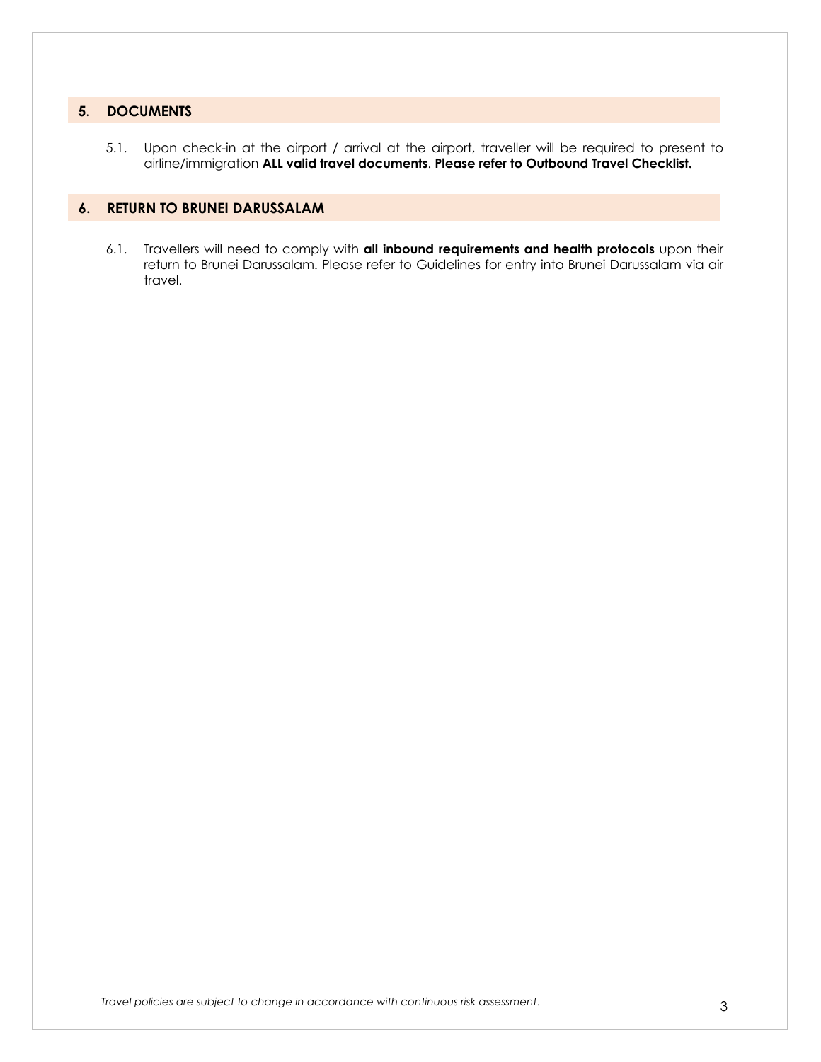## 5. DOCUMENTS

5.1. Upon check-in at the airport / arrival at the airport, traveller will be required to present to airline/immigration **ALL valid travel documents**. **Please refer to Outbound Travel Checklist.**

## 6. RETURN TO BRUNEI DARUSSALAM

6.1. Travellers will need to comply with **all inbound requirements and health protocols** upon their return to Brunei Darussalam. Please refer to Guidelines for entry into Brunei Darussalam via air travel.

*Travel policies are subject to change in accordance with continuous risk assessment.*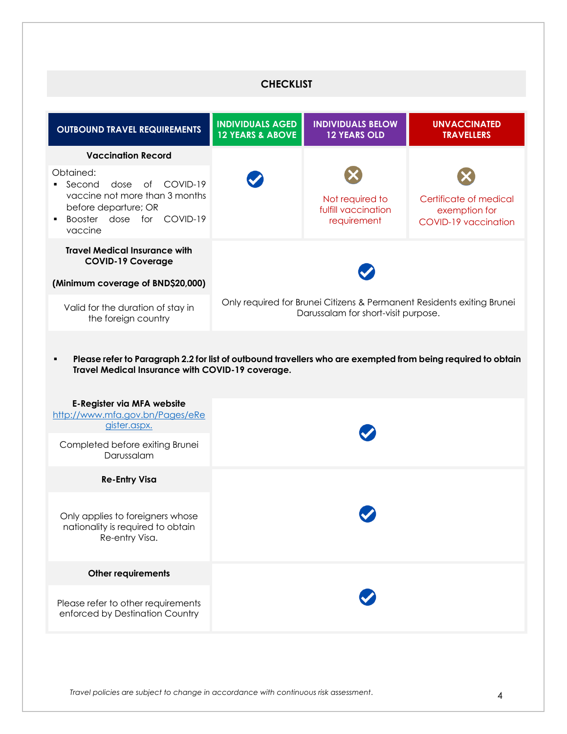## CHECKLIST

| OUTBOUND TRAVEL REQUIREMENTS | INDIVIDUALS AGED 12 YEARS & ABOVE | INDIVIDUALS BELOW 12 YEARS OLD | UNVACCINATED TRAVELLERS |
|---|---|---|---|
| **Vaccination Record**<br>Obtained:<br>▪ Second dose of COVID-19 vaccine not more than 3 months before departure; OR<br>▪ Booster dose for COVID-19 vaccine | ✔ | ✖ Not required to fulfill vaccination requirement | ✖ Certificate of medical exemption for COVID-19 vaccination |
| **Travel Medical Insurance with COVID-19 Coverage**<br>**(Minimum coverage of BND$20,000)**<br>Valid for the duration of stay in the foreign country | ✔ Only required for Brunei Citizens & Permanent Residents exiting Brunei Darussalam for short-visit purpose. | | |
| **E-Register via MFA website** [http://www.mfa.gov.bn/Pages/eRegister.aspx.](http://www.mfa.gov.bn/Pages/eRegister.aspx)<br>Completed before exiting Brunei Darussalam | ✔ | | |
| **Re-Entry Visa**<br>Only applies to foreigners whose nationality is required to obtain Re-entry Visa. | ✔ | | |
| **Other requirements**<br>Please refer to other requirements enforced by Destination Country | ✔ | | |

- **Please refer to Paragraph 2.2 for list of outbound travellers who are exempted from being required to obtain Travel Medical Insurance with COVID-19 coverage.**

*Travel policies are subject to change in accordance with continuous risk assessment.*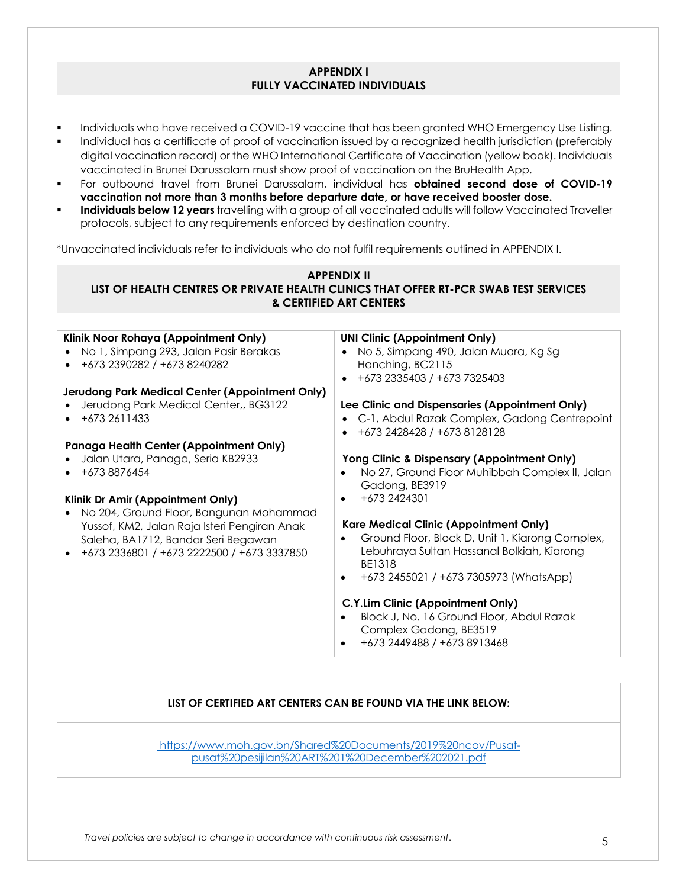## APPENDIX I
## FULLY VACCINATED INDIVIDUALS

- Individuals who have received a COVID-19 vaccine that has been granted WHO Emergency Use Listing.
- Individual has a certificate of proof of vaccination issued by a recognized health jurisdiction (preferably digital vaccination record) or the WHO International Certificate of Vaccination (yellow book). Individuals vaccinated in Brunei Darussalam must show proof of vaccination on the BruHealth App.
- For outbound travel from Brunei Darussalam, individual has **obtained second dose of COVID-19 vaccination not more than 3 months before departure date, or have received booster dose.**
- **Individuals below 12 years** travelling with a group of all vaccinated adults will follow Vaccinated Traveller protocols, subject to any requirements enforced by destination country.

*Unvaccinated individuals refer to individuals who do not fulfil requirements outlined in APPENDIX I.

## APPENDIX II
## LIST OF HEALTH CENTRES OR PRIVATE HEALTH CLINICS THAT OFFER RT-PCR SWAB TEST SERVICES & CERTIFIED ART CENTERS

**Klinik Noor Rohaya (Appointment Only)**
- No 1, Simpang 293, Jalan Pasir Berakas
- +673 2390282 / +673 8240282

**Jerudong Park Medical Center (Appointment Only)**
- Jerudong Park Medical Center,, BG3122
- +673 2611433

**Panaga Health Center (Appointment Only)**
- Jalan Utara, Panaga, Seria KB2933
- +673 8876454

**Klinik Dr Amir (Appointment Only)**
- No 204, Ground Floor, Bangunan Mohammad Yussof, KM2, Jalan Raja Isteri Pengiran Anak Saleha, BA1712, Bandar Seri Begawan
- +673 2336801 / +673 2222500 / +673 3337850

**UNI Clinic (Appointment Only)**
- No 5, Simpang 490, Jalan Muara, Kg Sg Hanching, BC2115
- +673 2335403 / +673 7325403

**Lee Clinic and Dispensaries (Appointment Only)**
- C-1, Abdul Razak Complex, Gadong Centrepoint
- +673 2428428 / +673 8128128

**Yong Clinic & Dispensary (Appointment Only)**
- No 27, Ground Floor Muhibbah Complex II, Jalan Gadong, BE3919
- +673 2424301

**Kare Medical Clinic (Appointment Only)**
- Ground Floor, Block D, Unit 1, Kiarong Complex, Lebuhraya Sultan Hassanal Bolkiah, Kiarong BE1318
- +673 2455021 / +673 7305973 (WhatsApp)

**C.Y.Lim Clinic (Appointment Only)**
- Block J, No. 16 Ground Floor, Abdul Razak Complex Gadong, BE3519
- +673 2449488 / +673 8913468

**LIST OF CERTIFIED ART CENTERS CAN BE FOUND VIA THE LINK BELOW:**

https://www.moh.gov.bn/Shared%20Documents/2019%20ncov/Pusat-pusat%20pesijilan%20ART%201%20December%202021.pdf

*Travel policies are subject to change in accordance with continuous risk assessment.*